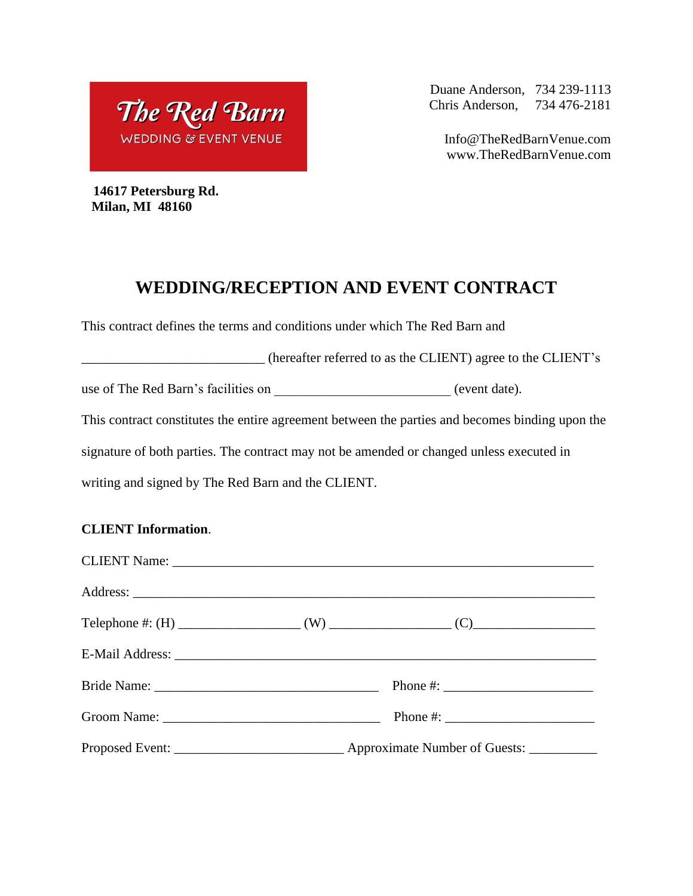**The Red Barn**
WEDDING & EVENT VENUE

Duane Anderson, 734 239-1113
Chris Anderson, 734 476-2181

Info@TheRedBarnVenue.com
www.TheRedBarnVenue.com

**14617 Petersburg Rd.**
**Milan, MI 48160**

# WEDDING/RECEPTION AND EVENT CONTRACT

This contract defines the terms and conditions under which The Red Barn and ___________________________ (hereafter referred to as the CLIENT) agree to the CLIENT's use of The Red Barn's facilities on __________________________ (event date).

This contract constitutes the entire agreement between the parties and becomes binding upon the signature of both parties. The contract may not be amended or changed unless executed in writing and signed by The Red Barn and the CLIENT.

**CLIENT Information**.

CLIENT Name: ______________________________________________________________

Address: __________________________________________________________________

Telephone #: (H) __________________ (W) __________________ (C)__________________

E-Mail Address: _____________________________________________________________

Bride Name: _________________________________ Phone #: ______________________

Groom Name: ________________________________ Phone #: ______________________

Proposed Event: _________________________ Approximate Number of Guests: __________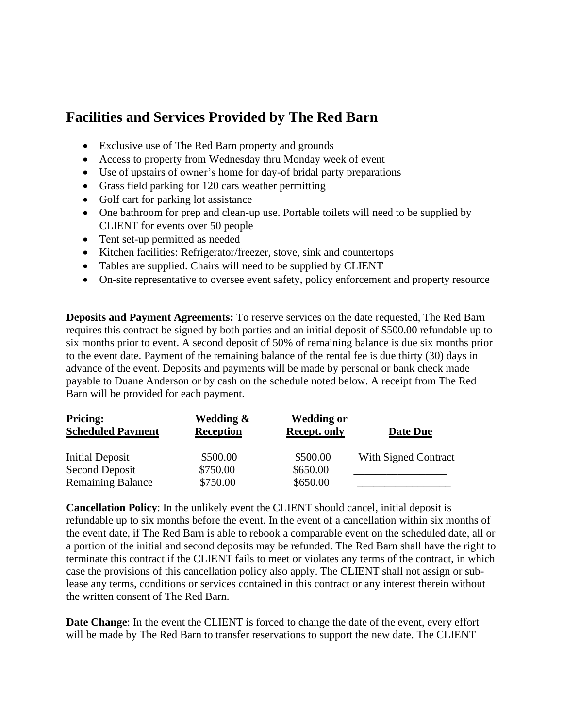## Facilities and Services Provided by The Red Barn

- Exclusive use of The Red Barn property and grounds
- Access to property from Wednesday thru Monday week of event
- Use of upstairs of owner's home for day-of bridal party preparations
- Grass field parking for 120 cars weather permitting
- Golf cart for parking lot assistance
- One bathroom for prep and clean-up use. Portable toilets will need to be supplied by CLIENT for events over 50 people
- Tent set-up permitted as needed
- Kitchen facilities: Refrigerator/freezer, stove, sink and countertops
- Tables are supplied. Chairs will need to be supplied by CLIENT
- On-site representative to oversee event safety, policy enforcement and property resource

**Deposits and Payment Agreements:** To reserve services on the date requested, The Red Barn requires this contract be signed by both parties and an initial deposit of $500.00 refundable up to six months prior to event. A second deposit of 50% of remaining balance is due six months prior to the event date. Payment of the remaining balance of the rental fee is due thirty (30) days in advance of the event. Deposits and payments will be made by personal or bank check made payable to Duane Anderson or by cash on the schedule noted below. A receipt from The Red Barn will be provided for each payment.

| **Pricing:** **Scheduled Payment** | **Wedding & Reception** | **Wedding or Recept. only** | **Date Due** |
|---|---|---|---|
| Initial Deposit | $500.00 | $500.00 | With Signed Contract |
| Second Deposit | $750.00 | $650.00 | ________________ |
| Remaining Balance | $750.00 | $650.00 | ________________ |

**Cancellation Policy**: In the unlikely event the CLIENT should cancel, initial deposit is refundable up to six months before the event. In the event of a cancellation within six months of the event date, if The Red Barn is able to rebook a comparable event on the scheduled date, all or a portion of the initial and second deposits may be refunded. The Red Barn shall have the right to terminate this contract if the CLIENT fails to meet or violates any terms of the contract, in which case the provisions of this cancellation policy also apply. The CLIENT shall not assign or sub-lease any terms, conditions or services contained in this contract or any interest therein without the written consent of The Red Barn.

**Date Change**: In the event the CLIENT is forced to change the date of the event, every effort will be made by The Red Barn to transfer reservations to support the new date. The CLIENT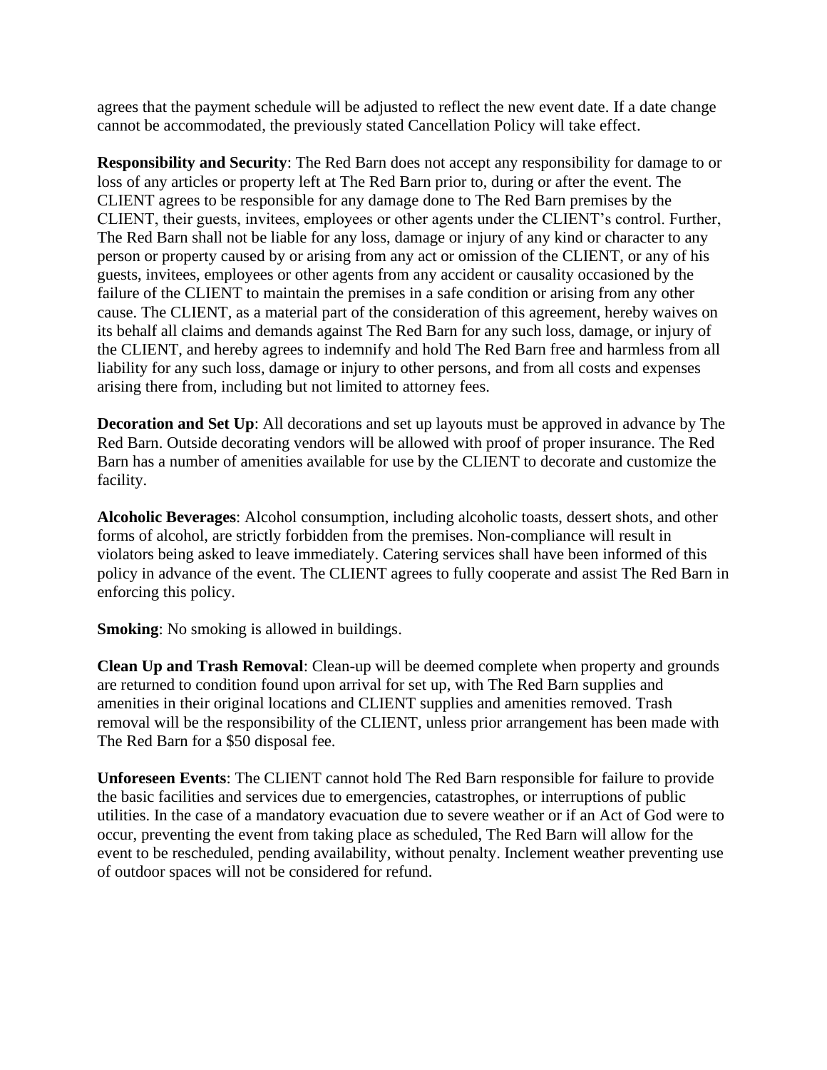agrees that the payment schedule will be adjusted to reflect the new event date. If a date change cannot be accommodated, the previously stated Cancellation Policy will take effect.

**Responsibility and Security**: The Red Barn does not accept any responsibility for damage to or loss of any articles or property left at The Red Barn prior to, during or after the event. The CLIENT agrees to be responsible for any damage done to The Red Barn premises by the CLIENT, their guests, invitees, employees or other agents under the CLIENT's control. Further, The Red Barn shall not be liable for any loss, damage or injury of any kind or character to any person or property caused by or arising from any act or omission of the CLIENT, or any of his guests, invitees, employees or other agents from any accident or causality occasioned by the failure of the CLIENT to maintain the premises in a safe condition or arising from any other cause. The CLIENT, as a material part of the consideration of this agreement, hereby waives on its behalf all claims and demands against The Red Barn for any such loss, damage, or injury of the CLIENT, and hereby agrees to indemnify and hold The Red Barn free and harmless from all liability for any such loss, damage or injury to other persons, and from all costs and expenses arising there from, including but not limited to attorney fees.

**Decoration and Set Up**: All decorations and set up layouts must be approved in advance by The Red Barn. Outside decorating vendors will be allowed with proof of proper insurance. The Red Barn has a number of amenities available for use by the CLIENT to decorate and customize the facility.

**Alcoholic Beverages**: Alcohol consumption, including alcoholic toasts, dessert shots, and other forms of alcohol, are strictly forbidden from the premises. Non-compliance will result in violators being asked to leave immediately. Catering services shall have been informed of this policy in advance of the event. The CLIENT agrees to fully cooperate and assist The Red Barn in enforcing this policy.

**Smoking**: No smoking is allowed in buildings.

**Clean Up and Trash Removal**: Clean-up will be deemed complete when property and grounds are returned to condition found upon arrival for set up, with The Red Barn supplies and amenities in their original locations and CLIENT supplies and amenities removed. Trash removal will be the responsibility of the CLIENT, unless prior arrangement has been made with The Red Barn for a $50 disposal fee.

**Unforeseen Events**: The CLIENT cannot hold The Red Barn responsible for failure to provide the basic facilities and services due to emergencies, catastrophes, or interruptions of public utilities. In the case of a mandatory evacuation due to severe weather or if an Act of God were to occur, preventing the event from taking place as scheduled, The Red Barn will allow for the event to be rescheduled, pending availability, without penalty. Inclement weather preventing use of outdoor spaces will not be considered for refund.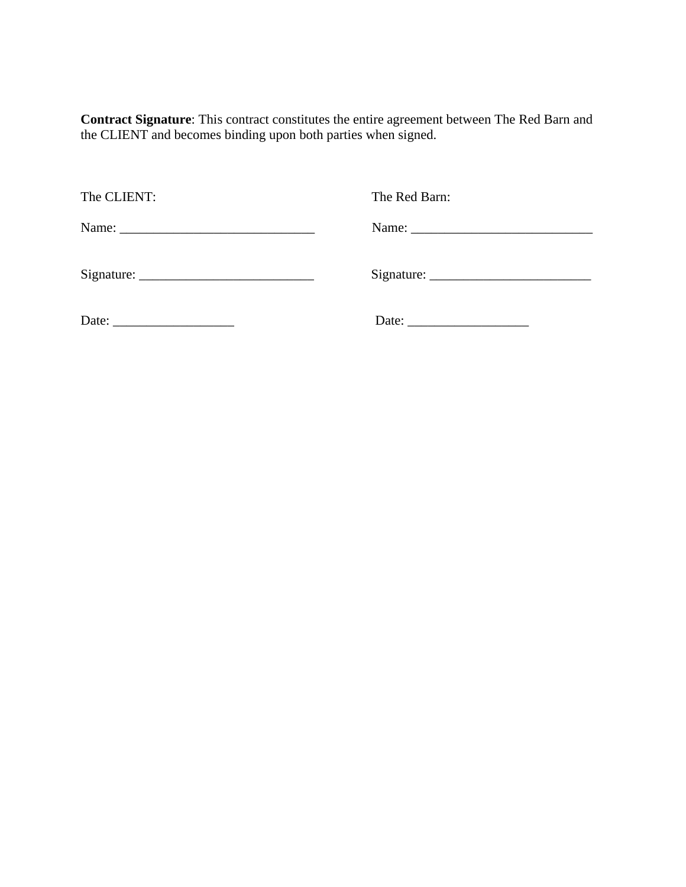**Contract Signature**: This contract constitutes the entire agreement between The Red Barn and the CLIENT and becomes binding upon both parties when signed.

| | |
|---|---|
| The CLIENT: | The Red Barn: |
| Name: _____________________________ | Name: ___________________________ |
| Signature: __________________________ | Signature: ________________________ |
| Date: __________________ | Date: __________________ |